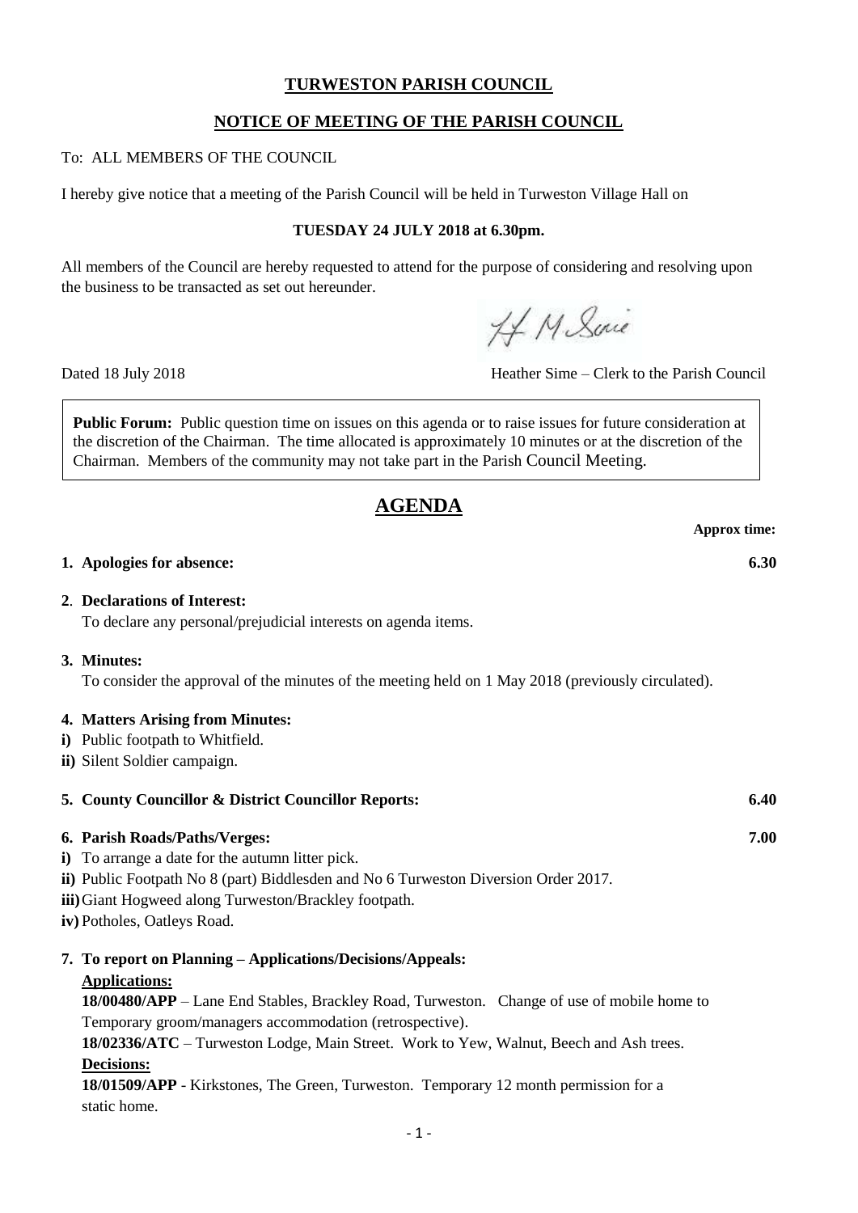**TURWESTON PARISH COUNCIL**

**NOTICE OF MEETING OF THE PARISH COUNCIL**

To: ALL MEMBERS OF THE COUNCIL

I hereby give notice that a meeting of the Parish Council will be held in Turweston Village Hall on

**TUESDAY 24 JULY 2018 at 6.30pm.**

All members of the Council are hereby requested to attend for the purpose of considering and resolving upon the business to be transacted as set out hereunder.

H M Sime

Dated 18 July 2018 — Heather Sime – Clerk to the Parish Council

**Public Forum:** Public question time on issues on this agenda or to raise issues for future consideration at the discretion of the Chairman. The time allocated is approximately 10 minutes or at the discretion of the Chairman. Members of the community may not take part in the Parish Council Meeting.

# AGENDA

**Approx time:**

**1. Apologies for absence:** — **6.30**

**2. Declarations of Interest:**
To declare any personal/prejudicial interests on agenda items.

**3. Minutes:**
To consider the approval of the minutes of the meeting held on 1 May 2018 (previously circulated).

**4. Matters Arising from Minutes:**
**i)** Public footpath to Whitfield.
**ii)** Silent Soldier campaign.

**5. County Councillor & District Councillor Reports:** — **6.40**

**6. Parish Roads/Paths/Verges:** — **7.00**
**i)** To arrange a date for the autumn litter pick.
**ii)** Public Footpath No 8 (part) Biddlesden and No 6 Turweston Diversion Order 2017.
**iii)** Giant Hogweed along Turweston/Brackley footpath.
**iv)** Potholes, Oatleys Road.

**7. To report on Planning – Applications/Decisions/Appeals:**

**Applications:**

**18/00480/APP** – Lane End Stables, Brackley Road, Turweston. Change of use of mobile home to Temporary groom/managers accommodation (retrospective).

**18/02336/ATC** – Turweston Lodge, Main Street. Work to Yew, Walnut, Beech and Ash trees.

**Decisions:**

**18/01509/APP** - Kirkstones, The Green, Turweston. Temporary 12 month permission for a static home.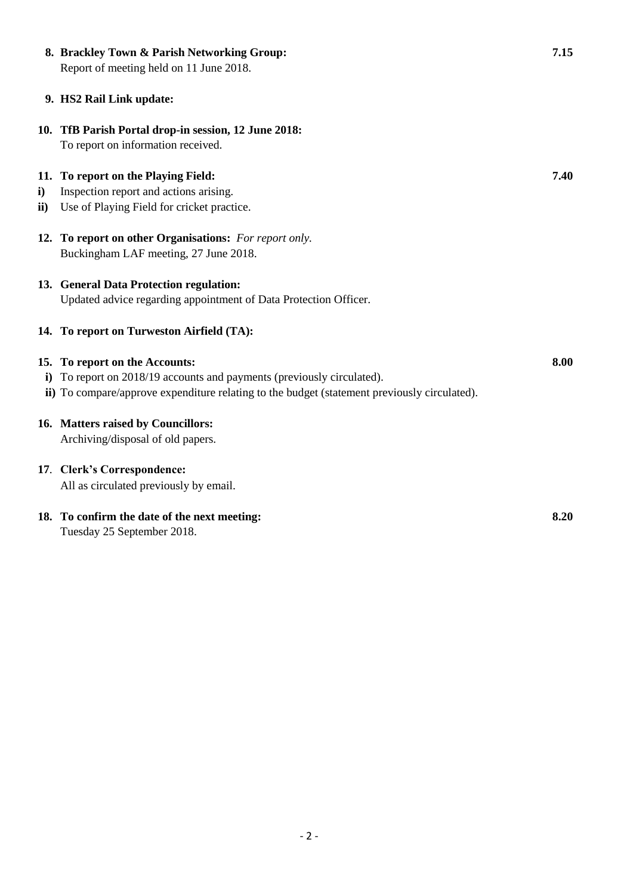**8. Brackley Town & Parish Networking Group:** **7.15**
Report of meeting held on 11 June 2018.

**9. HS2 Rail Link update:**

**10. TfB Parish Portal drop-in session, 12 June 2018:**
To report on information received.

**11. To report on the Playing Field:** **7.40**

**i)** Inspection report and actions arising.
**ii)** Use of Playing Field for cricket practice.

**12. To report on other Organisations:** *For report only.*
Buckingham LAF meeting, 27 June 2018.

**13. General Data Protection regulation:**
Updated advice regarding appointment of Data Protection Officer.

**14. To report on Turweston Airfield (TA):**

**15. To report on the Accounts:** **8.00**

**i)** To report on 2018/19 accounts and payments (previously circulated).
**ii)** To compare/approve expenditure relating to the budget (statement previously circulated).

**16. Matters raised by Councillors:**
Archiving/disposal of old papers.

**17**. **Clerk's Correspondence:**
All as circulated previously by email.

**18. To confirm the date of the next meeting:** **8.20**
Tuesday 25 September 2018.